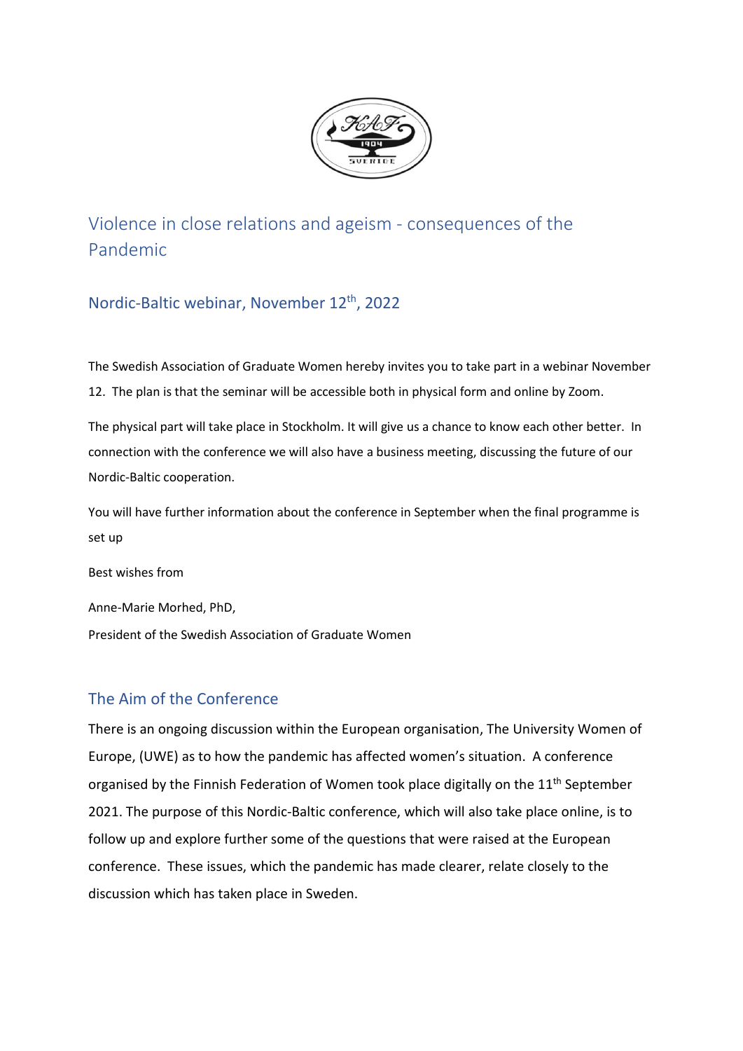# Violence in close relations and ageism - consequences of the Pandemic

## Nordic-Baltic webinar, November 12th, 2022

The Swedish Association of Graduate Women hereby invites you to take part in a webinar November 12. The plan is that the seminar will be accessible both in physical form and online by Zoom.

The physical part will take place in Stockholm. It will give us a chance to know each other better. In connection with the conference we will also have a business meeting, discussing the future of our Nordic-Baltic cooperation.

You will have further information about the conference in September when the final programme is set up

Best wishes from

Anne-Marie Morhed, PhD,

President of the Swedish Association of Graduate Women

## The Aim of the Conference

There is an ongoing discussion within the European organisation, The University Women of Europe, (UWE) as to how the pandemic has affected women's situation. A conference organised by the Finnish Federation of Women took place digitally on the 11th September 2021. The purpose of this Nordic-Baltic conference, which will also take place online, is to follow up and explore further some of the questions that were raised at the European conference. These issues, which the pandemic has made clearer, relate closely to the discussion which has taken place in Sweden.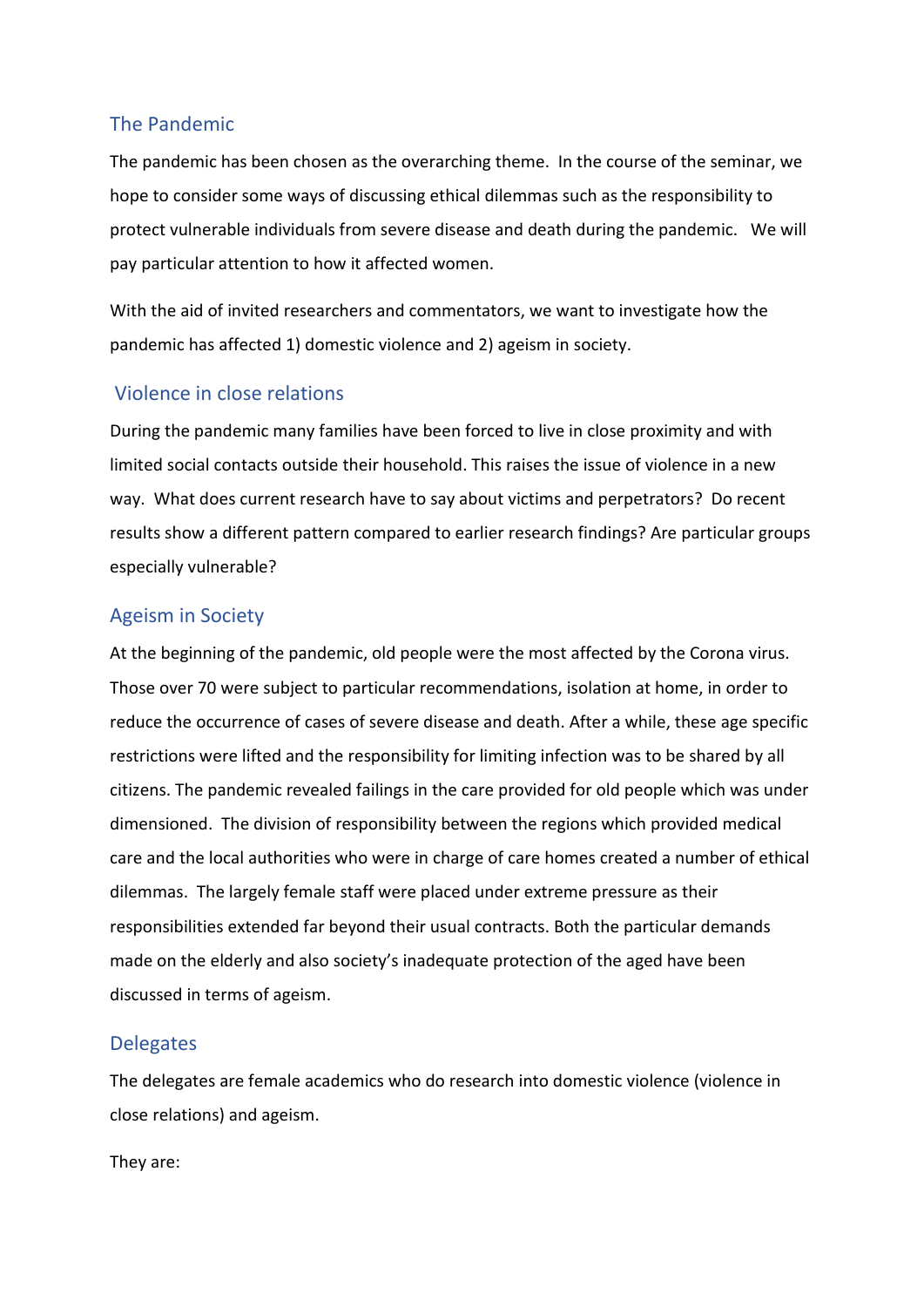## The Pandemic

The pandemic has been chosen as the overarching theme. In the course of the seminar, we hope to consider some ways of discussing ethical dilemmas such as the responsibility to protect vulnerable individuals from severe disease and death during the pandemic. We will pay particular attention to how it affected women.

With the aid of invited researchers and commentators, we want to investigate how the pandemic has affected 1) domestic violence and 2) ageism in society.

## Violence in close relations

During the pandemic many families have been forced to live in close proximity and with limited social contacts outside their household. This raises the issue of violence in a new way. What does current research have to say about victims and perpetrators? Do recent results show a different pattern compared to earlier research findings? Are particular groups especially vulnerable?

## Ageism in Society

At the beginning of the pandemic, old people were the most affected by the Corona virus. Those over 70 were subject to particular recommendations, isolation at home, in order to reduce the occurrence of cases of severe disease and death. After a while, these age specific restrictions were lifted and the responsibility for limiting infection was to be shared by all citizens. The pandemic revealed failings in the care provided for old people which was under dimensioned. The division of responsibility between the regions which provided medical care and the local authorities who were in charge of care homes created a number of ethical dilemmas. The largely female staff were placed under extreme pressure as their responsibilities extended far beyond their usual contracts. Both the particular demands made on the elderly and also society's inadequate protection of the aged have been discussed in terms of ageism.

## Delegates

The delegates are female academics who do research into domestic violence (violence in close relations) and ageism.

They are: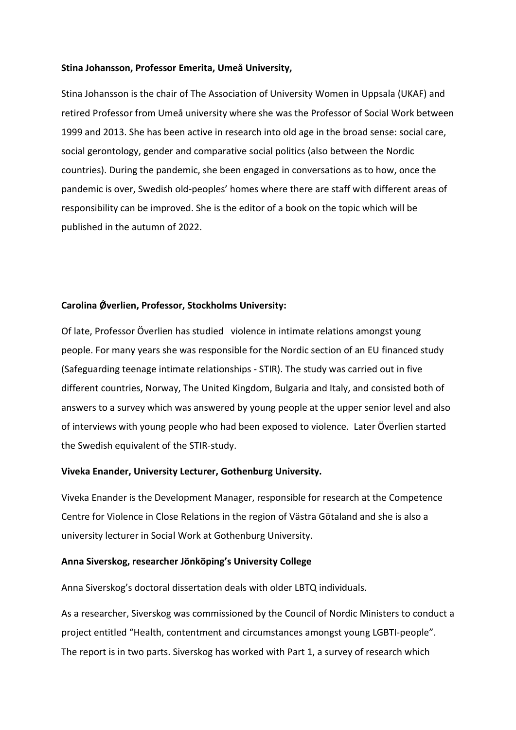**Stina Johansson, Professor Emerita, Umeå University,**

Stina Johansson is the chair of The Association of University Women in Uppsala (UKAF) and retired Professor from Umeå university where she was the Professor of Social Work between 1999 and 2013. She has been active in research into old age in the broad sense: social care, social gerontology, gender and comparative social politics (also between the Nordic countries). During the pandemic, she been engaged in conversations as to how, once the pandemic is over, Swedish old-peoples' homes where there are staff with different areas of responsibility can be improved. She is the editor of a book on the topic which will be published in the autumn of 2022.

**Carolina Ǿverlien, Professor, Stockholms University:**

Of late, Professor Överlien has studied violence in intimate relations amongst young people. For many years she was responsible for the Nordic section of an EU financed study (Safeguarding teenage intimate relationships - STIR). The study was carried out in five different countries, Norway, The United Kingdom, Bulgaria and Italy, and consisted both of answers to a survey which was answered by young people at the upper senior level and also of interviews with young people who had been exposed to violence. Later Överlien started the Swedish equivalent of the STIR-study.

**Viveka Enander, University Lecturer, Gothenburg University.**

Viveka Enander is the Development Manager, responsible for research at the Competence Centre for Violence in Close Relations in the region of Västra Götaland and she is also a university lecturer in Social Work at Gothenburg University.

**Anna Siverskog, researcher Jönköping's University College**

Anna Siverskog's doctoral dissertation deals with older LBTQ individuals.

As a researcher, Siverskog was commissioned by the Council of Nordic Ministers to conduct a project entitled "Health, contentment and circumstances amongst young LGBTI-people". The report is in two parts. Siverskog has worked with Part 1, a survey of research which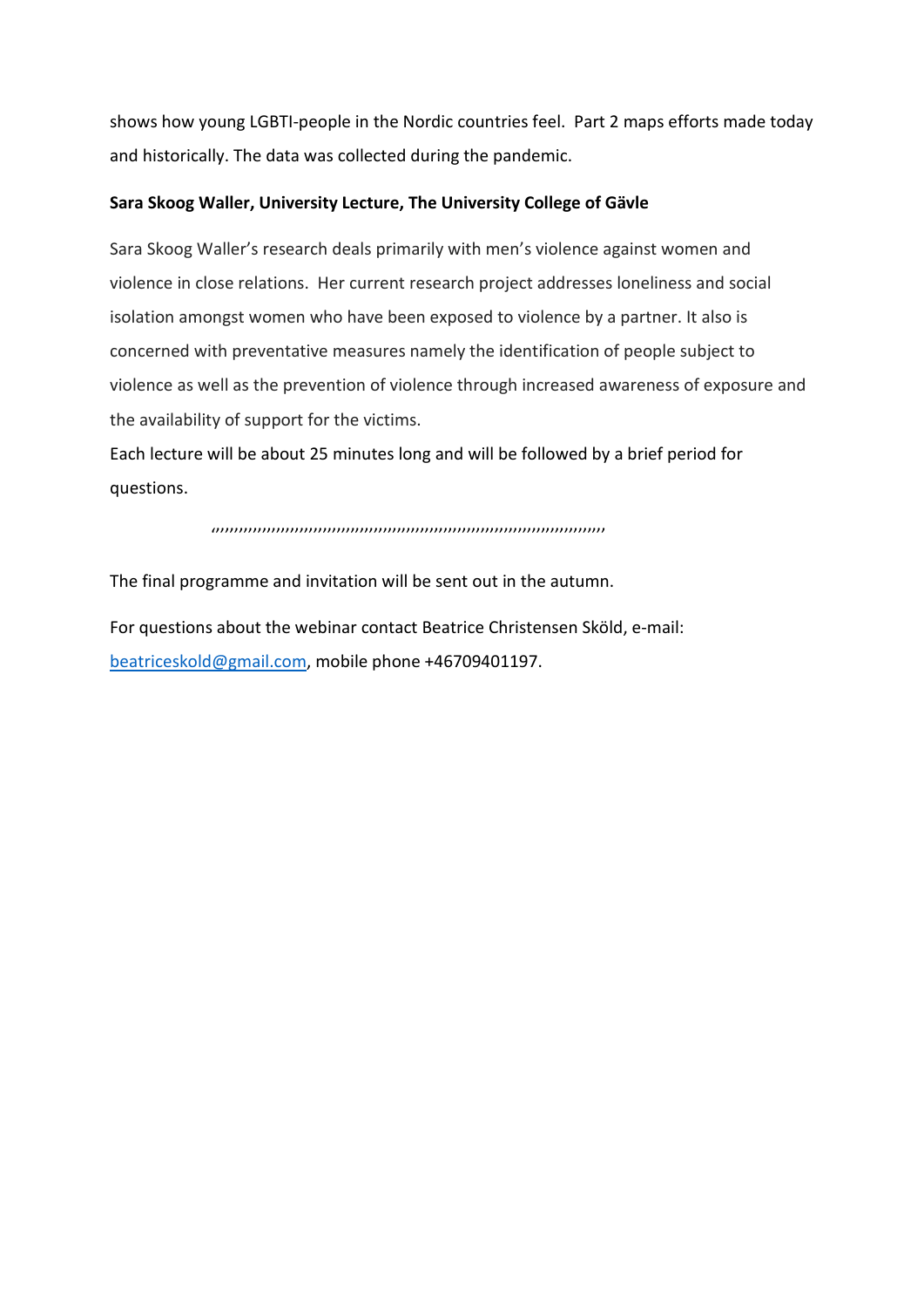shows how young LGBTI-people in the Nordic countries feel. Part 2 maps efforts made today and historically. The data was collected during the pandemic.

**Sara Skoog Waller, University Lecture, The University College of Gävle**

Sara Skoog Waller's research deals primarily with men's violence against women and violence in close relations. Her current research project addresses loneliness and social isolation amongst women who have been exposed to violence by a partner. It also is concerned with preventative measures namely the identification of people subject to violence as well as the prevention of violence through increased awareness of exposure and the availability of support for the victims.

Each lecture will be about 25 minutes long and will be followed by a brief period for questions.

„,,,,,,,,,,,,,,,,,,,,,,,,,,,,,,,,,,,,,,,,,,,,,,,,,,,,,,,,,,,,,,,,,,,,,,,,,,,,,,,,,,,,,,,,,,,,,,,,,,,,,,,,,,,,,,,,,,,,,,,,,,,,

The final programme and invitation will be sent out in the autumn.

For questions about the webinar contact Beatrice Christensen Sköld, e-mail: beatriceskold@gmail.com, mobile phone +46709401197.